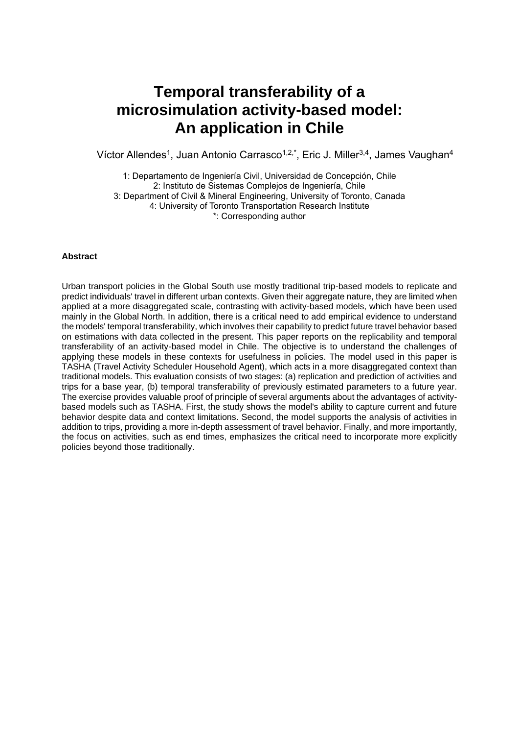# Temporal transferability of a microsimulation activity-based model: An application in Chile

Víctor Allendes[1], Juan Antonio Carrasco[1,2,*], Eric J. Miller[3,4], James Vaughan[4]

1: Departamento de Ingeniería Civil, Universidad de Concepción, Chile
2: Instituto de Sistemas Complejos de Ingeniería, Chile
3: Department of Civil & Mineral Engineering, University of Toronto, Canada
4: University of Toronto Transportation Research Institute
*: Corresponding author

**Abstract**

Urban transport policies in the Global South use mostly traditional trip-based models to replicate and predict individuals' travel in different urban contexts. Given their aggregate nature, they are limited when applied at a more disaggregated scale, contrasting with activity-based models, which have been used mainly in the Global North. In addition, there is a critical need to add empirical evidence to understand the models' temporal transferability, which involves their capability to predict future travel behavior based on estimations with data collected in the present. This paper reports on the replicability and temporal transferability of an activity-based model in Chile. The objective is to understand the challenges of applying these models in these contexts for usefulness in policies. The model used in this paper is TASHA (Travel Activity Scheduler Household Agent), which acts in a more disaggregated context than traditional models. This evaluation consists of two stages: (a) replication and prediction of activities and trips for a base year, (b) temporal transferability of previously estimated parameters to a future year. The exercise provides valuable proof of principle of several arguments about the advantages of activity-based models such as TASHA. First, the study shows the model's ability to capture current and future behavior despite data and context limitations. Second, the model supports the analysis of activities in addition to trips, providing a more in-depth assessment of travel behavior. Finally, and more importantly, the focus on activities, such as end times, emphasizes the critical need to incorporate more explicitly policies beyond those traditionally.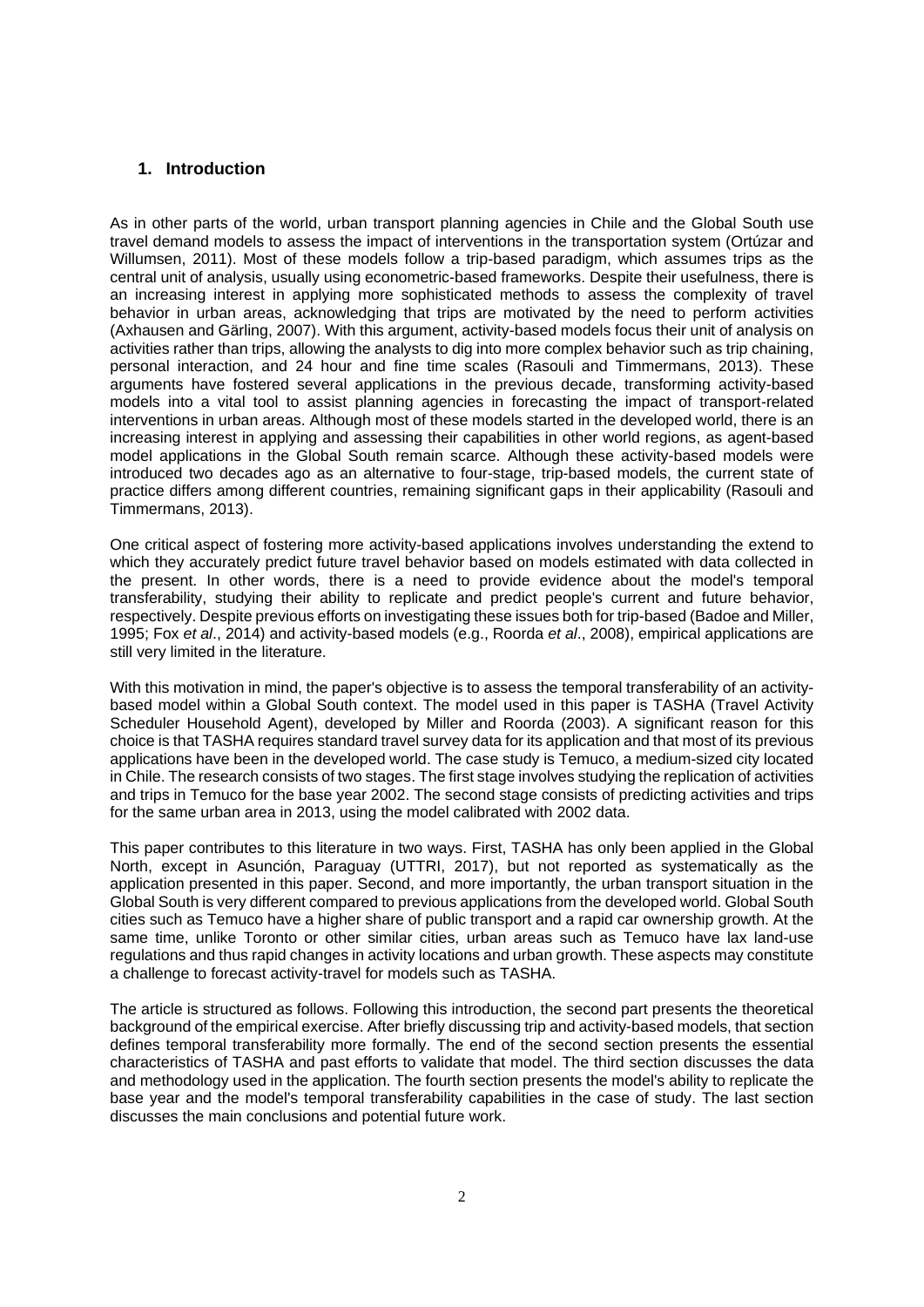## 1. Introduction

As in other parts of the world, urban transport planning agencies in Chile and the Global South use travel demand models to assess the impact of interventions in the transportation system (Ortúzar and Willumsen, 2011). Most of these models follow a trip-based paradigm, which assumes trips as the central unit of analysis, usually using econometric-based frameworks. Despite their usefulness, there is an increasing interest in applying more sophisticated methods to assess the complexity of travel behavior in urban areas, acknowledging that trips are motivated by the need to perform activities (Axhausen and Gärling, 2007). With this argument, activity-based models focus their unit of analysis on activities rather than trips, allowing the analysts to dig into more complex behavior such as trip chaining, personal interaction, and 24 hour and fine time scales (Rasouli and Timmermans, 2013). These arguments have fostered several applications in the previous decade, transforming activity-based models into a vital tool to assist planning agencies in forecasting the impact of transport-related interventions in urban areas. Although most of these models started in the developed world, there is an increasing interest in applying and assessing their capabilities in other world regions, as agent-based model applications in the Global South remain scarce. Although these activity-based models were introduced two decades ago as an alternative to four-stage, trip-based models, the current state of practice differs among different countries, remaining significant gaps in their applicability (Rasouli and Timmermans, 2013).

One critical aspect of fostering more activity-based applications involves understanding the extend to which they accurately predict future travel behavior based on models estimated with data collected in the present. In other words, there is a need to provide evidence about the model's temporal transferability, studying their ability to replicate and predict people's current and future behavior, respectively. Despite previous efforts on investigating these issues both for trip-based (Badoe and Miller, 1995; Fox *et al*., 2014) and activity-based models (e.g., Roorda *et al*., 2008), empirical applications are still very limited in the literature.

With this motivation in mind, the paper's objective is to assess the temporal transferability of an activity-based model within a Global South context. The model used in this paper is TASHA (Travel Activity Scheduler Household Agent), developed by Miller and Roorda (2003). A significant reason for this choice is that TASHA requires standard travel survey data for its application and that most of its previous applications have been in the developed world. The case study is Temuco, a medium-sized city located in Chile. The research consists of two stages. The first stage involves studying the replication of activities and trips in Temuco for the base year 2002. The second stage consists of predicting activities and trips for the same urban area in 2013, using the model calibrated with 2002 data.

This paper contributes to this literature in two ways. First, TASHA has only been applied in the Global North, except in Asunción, Paraguay (UTTRI, 2017), but not reported as systematically as the application presented in this paper. Second, and more importantly, the urban transport situation in the Global South is very different compared to previous applications from the developed world. Global South cities such as Temuco have a higher share of public transport and a rapid car ownership growth. At the same time, unlike Toronto or other similar cities, urban areas such as Temuco have lax land-use regulations and thus rapid changes in activity locations and urban growth. These aspects may constitute a challenge to forecast activity-travel for models such as TASHA.

The article is structured as follows. Following this introduction, the second part presents the theoretical background of the empirical exercise. After briefly discussing trip and activity-based models, that section defines temporal transferability more formally. The end of the second section presents the essential characteristics of TASHA and past efforts to validate that model. The third section discusses the data and methodology used in the application. The fourth section presents the model's ability to replicate the base year and the model's temporal transferability capabilities in the case of study. The last section discusses the main conclusions and potential future work.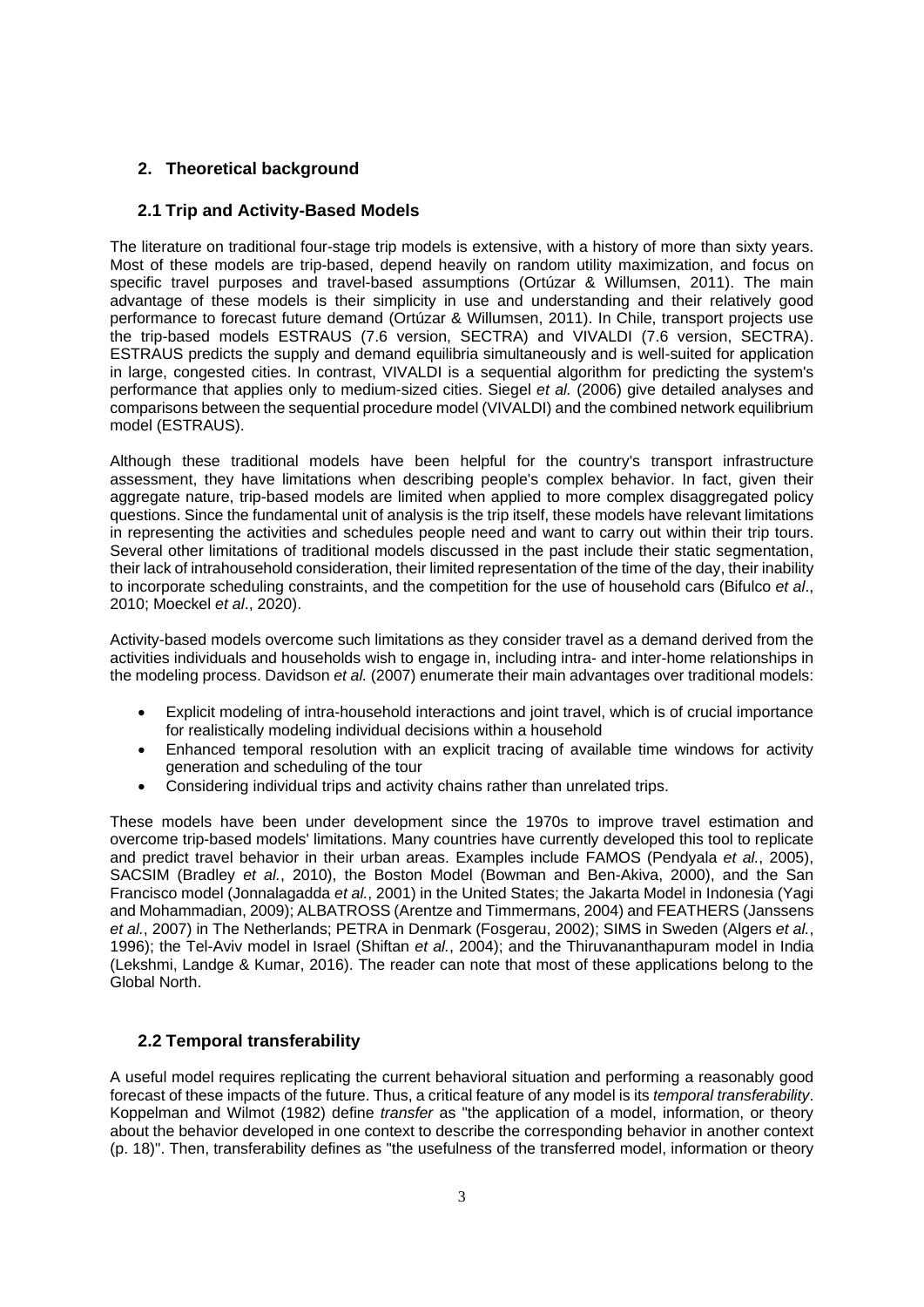## 2. Theoretical background

### 2.1 Trip and Activity-Based Models

The literature on traditional four-stage trip models is extensive, with a history of more than sixty years. Most of these models are trip-based, depend heavily on random utility maximization, and focus on specific travel purposes and travel-based assumptions (Ortúzar & Willumsen, 2011). The main advantage of these models is their simplicity in use and understanding and their relatively good performance to forecast future demand (Ortúzar & Willumsen, 2011). In Chile, transport projects use the trip-based models ESTRAUS (7.6 version, SECTRA) and VIVALDI (7.6 version, SECTRA). ESTRAUS predicts the supply and demand equilibria simultaneously and is well-suited for application in large, congested cities. In contrast, VIVALDI is a sequential algorithm for predicting the system's performance that applies only to medium-sized cities. Siegel *et al.* (2006) give detailed analyses and comparisons between the sequential procedure model (VIVALDI) and the combined network equilibrium model (ESTRAUS).

Although these traditional models have been helpful for the country's transport infrastructure assessment, they have limitations when describing people's complex behavior. In fact, given their aggregate nature, trip-based models are limited when applied to more complex disaggregated policy questions. Since the fundamental unit of analysis is the trip itself, these models have relevant limitations in representing the activities and schedules people need and want to carry out within their trip tours. Several other limitations of traditional models discussed in the past include their static segmentation, their lack of intrahousehold consideration, their limited representation of the time of the day, their inability to incorporate scheduling constraints, and the competition for the use of household cars (Bifulco *et al*., 2010; Moeckel *et al*., 2020).

Activity-based models overcome such limitations as they consider travel as a demand derived from the activities individuals and households wish to engage in, including intra- and inter-home relationships in the modeling process. Davidson *et al.* (2007) enumerate their main advantages over traditional models:

- Explicit modeling of intra-household interactions and joint travel, which is of crucial importance for realistically modeling individual decisions within a household
- Enhanced temporal resolution with an explicit tracing of available time windows for activity generation and scheduling of the tour
- Considering individual trips and activity chains rather than unrelated trips.

These models have been under development since the 1970s to improve travel estimation and overcome trip-based models' limitations. Many countries have currently developed this tool to replicate and predict travel behavior in their urban areas. Examples include FAMOS (Pendyala *et al.*, 2005), SACSIM (Bradley *et al.*, 2010), the Boston Model (Bowman and Ben-Akiva, 2000), and the San Francisco model (Jonnalagadda *et al.*, 2001) in the United States; the Jakarta Model in Indonesia (Yagi and Mohammadian, 2009); ALBATROSS (Arentze and Timmermans, 2004) and FEATHERS (Janssens *et al.*, 2007) in The Netherlands; PETRA in Denmark (Fosgerau, 2002); SIMS in Sweden (Algers *et al.*, 1996); the Tel-Aviv model in Israel (Shiftan *et al.*, 2004); and the Thiruvananthapuram model in India (Lekshmi, Landge & Kumar, 2016). The reader can note that most of these applications belong to the Global North.

### 2.2 Temporal transferability

A useful model requires replicating the current behavioral situation and performing a reasonably good forecast of these impacts of the future. Thus, a critical feature of any model is its *temporal transferability*. Koppelman and Wilmot (1982) define *transfer* as "the application of a model, information, or theory about the behavior developed in one context to describe the corresponding behavior in another context (p. 18)". Then, transferability defines as "the usefulness of the transferred model, information or theory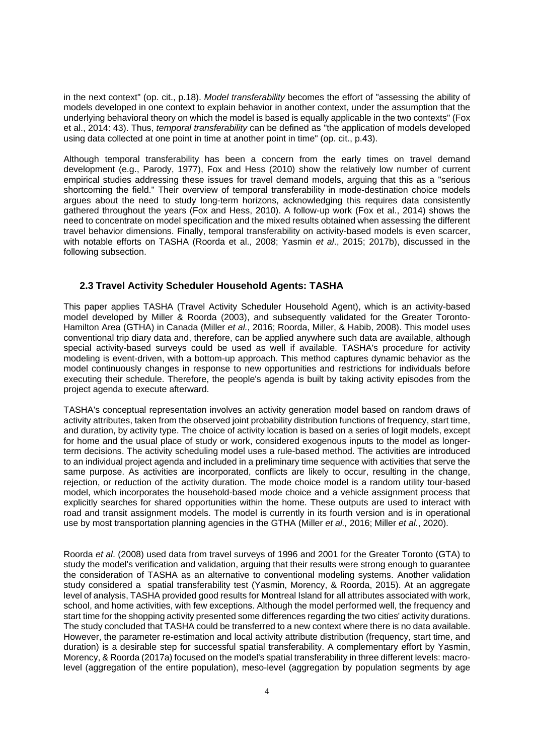in the next context" (op. cit., p.18). *Model transferability* becomes the effort of "assessing the ability of models developed in one context to explain behavior in another context, under the assumption that the underlying behavioral theory on which the model is based is equally applicable in the two contexts" (Fox et al., 2014: 43). Thus, *temporal transferability* can be defined as "the application of models developed using data collected at one point in time at another point in time" (op. cit., p.43).

Although temporal transferability has been a concern from the early times on travel demand development (e.g., Parody, 1977), Fox and Hess (2010) show the relatively low number of current empirical studies addressing these issues for travel demand models, arguing that this as a "serious shortcoming the field." Their overview of temporal transferability in mode-destination choice models argues about the need to study long-term horizons, acknowledging this requires data consistently gathered throughout the years (Fox and Hess, 2010). A follow-up work (Fox et al., 2014) shows the need to concentrate on model specification and the mixed results obtained when assessing the different travel behavior dimensions. Finally, temporal transferability on activity-based models is even scarcer, with notable efforts on TASHA (Roorda et al., 2008; Yasmin *et al*., 2015; 2017b), discussed in the following subsection.

### 2.3 Travel Activity Scheduler Household Agents: TASHA

This paper applies TASHA (Travel Activity Scheduler Household Agent), which is an activity-based model developed by Miller & Roorda (2003), and subsequently validated for the Greater Toronto-Hamilton Area (GTHA) in Canada (Miller *et al.*, 2016; Roorda, Miller, & Habib, 2008). This model uses conventional trip diary data and, therefore, can be applied anywhere such data are available, although special activity-based surveys could be used as well if available. TASHA's procedure for activity modeling is event-driven, with a bottom-up approach. This method captures dynamic behavior as the model continuously changes in response to new opportunities and restrictions for individuals before executing their schedule. Therefore, the people's agenda is built by taking activity episodes from the project agenda to execute afterward.

TASHA's conceptual representation involves an activity generation model based on random draws of activity attributes, taken from the observed joint probability distribution functions of frequency, start time, and duration, by activity type. The choice of activity location is based on a series of logit models, except for home and the usual place of study or work, considered exogenous inputs to the model as longer-term decisions. The activity scheduling model uses a rule-based method. The activities are introduced to an individual project agenda and included in a preliminary time sequence with activities that serve the same purpose. As activities are incorporated, conflicts are likely to occur, resulting in the change, rejection, or reduction of the activity duration. The mode choice model is a random utility tour-based model, which incorporates the household-based mode choice and a vehicle assignment process that explicitly searches for shared opportunities within the home. These outputs are used to interact with road and transit assignment models. The model is currently in its fourth version and is in operational use by most transportation planning agencies in the GTHA (Miller *et al.,* 2016; Miller *et al*., 2020).

Roorda *et al*. (2008) used data from travel surveys of 1996 and 2001 for the Greater Toronto (GTA) to study the model's verification and validation, arguing that their results were strong enough to guarantee the consideration of TASHA as an alternative to conventional modeling systems. Another validation study considered a spatial transferability test (Yasmin, Morency, & Roorda, 2015). At an aggregate level of analysis, TASHA provided good results for Montreal Island for all attributes associated with work, school, and home activities, with few exceptions. Although the model performed well, the frequency and start time for the shopping activity presented some differences regarding the two cities' activity durations. The study concluded that TASHA could be transferred to a new context where there is no data available. However, the parameter re-estimation and local activity attribute distribution (frequency, start time, and duration) is a desirable step for successful spatial transferability. A complementary effort by Yasmin, Morency, & Roorda (2017a) focused on the model's spatial transferability in three different levels: macro-level (aggregation of the entire population), meso-level (aggregation by population segments by age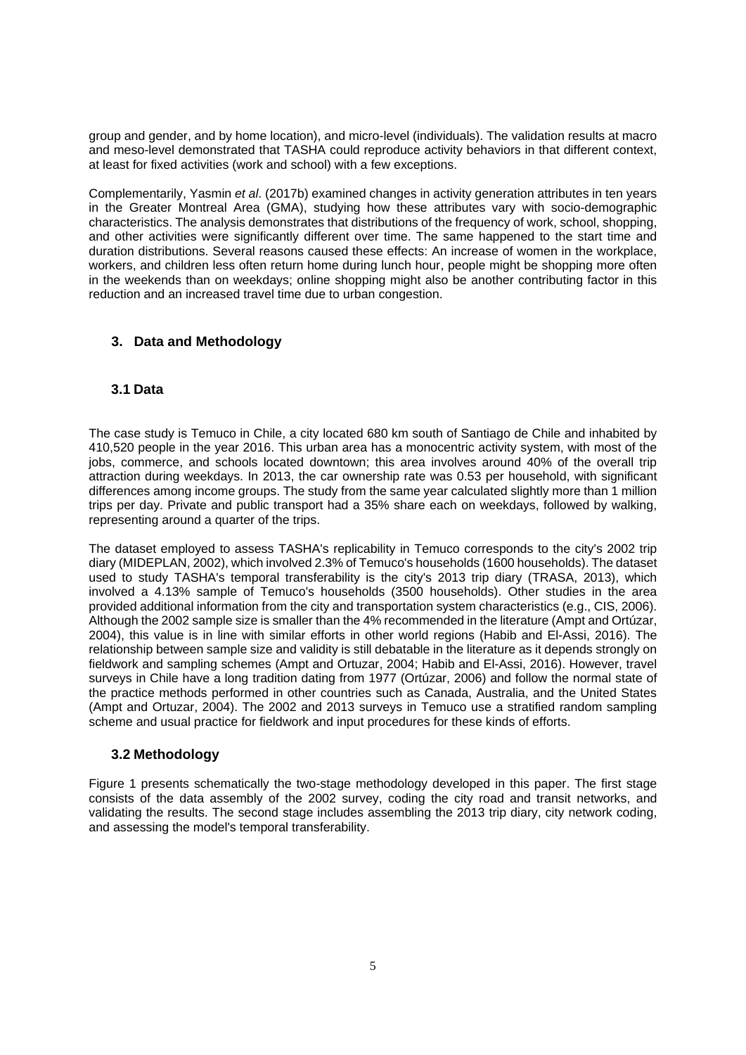group and gender, and by home location), and micro-level (individuals). The validation results at macro and meso-level demonstrated that TASHA could reproduce activity behaviors in that different context, at least for fixed activities (work and school) with a few exceptions.

Complementarily, Yasmin *et al*. (2017b) examined changes in activity generation attributes in ten years in the Greater Montreal Area (GMA), studying how these attributes vary with socio-demographic characteristics. The analysis demonstrates that distributions of the frequency of work, school, shopping, and other activities were significantly different over time. The same happened to the start time and duration distributions. Several reasons caused these effects: An increase of women in the workplace, workers, and children less often return home during lunch hour, people might be shopping more often in the weekends than on weekdays; online shopping might also be another contributing factor in this reduction and an increased travel time due to urban congestion.

## 3. Data and Methodology

### 3.1 Data

The case study is Temuco in Chile, a city located 680 km south of Santiago de Chile and inhabited by 410,520 people in the year 2016. This urban area has a monocentric activity system, with most of the jobs, commerce, and schools located downtown; this area involves around 40% of the overall trip attraction during weekdays. In 2013, the car ownership rate was 0.53 per household, with significant differences among income groups. The study from the same year calculated slightly more than 1 million trips per day. Private and public transport had a 35% share each on weekdays, followed by walking, representing around a quarter of the trips.

The dataset employed to assess TASHA's replicability in Temuco corresponds to the city's 2002 trip diary (MIDEPLAN, 2002), which involved 2.3% of Temuco's households (1600 households). The dataset used to study TASHA's temporal transferability is the city's 2013 trip diary (TRASA, 2013), which involved a 4.13% sample of Temuco's households (3500 households). Other studies in the area provided additional information from the city and transportation system characteristics (e.g., CIS, 2006). Although the 2002 sample size is smaller than the 4% recommended in the literature (Ampt and Ortúzar, 2004), this value is in line with similar efforts in other world regions (Habib and El-Assi, 2016). The relationship between sample size and validity is still debatable in the literature as it depends strongly on fieldwork and sampling schemes (Ampt and Ortuzar, 2004; Habib and El-Assi, 2016). However, travel surveys in Chile have a long tradition dating from 1977 (Ortúzar, 2006) and follow the normal state of the practice methods performed in other countries such as Canada, Australia, and the United States (Ampt and Ortuzar, 2004). The 2002 and 2013 surveys in Temuco use a stratified random sampling scheme and usual practice for fieldwork and input procedures for these kinds of efforts.

### 3.2 Methodology

Figure 1 presents schematically the two-stage methodology developed in this paper. The first stage consists of the data assembly of the 2002 survey, coding the city road and transit networks, and validating the results. The second stage includes assembling the 2013 trip diary, city network coding, and assessing the model's temporal transferability.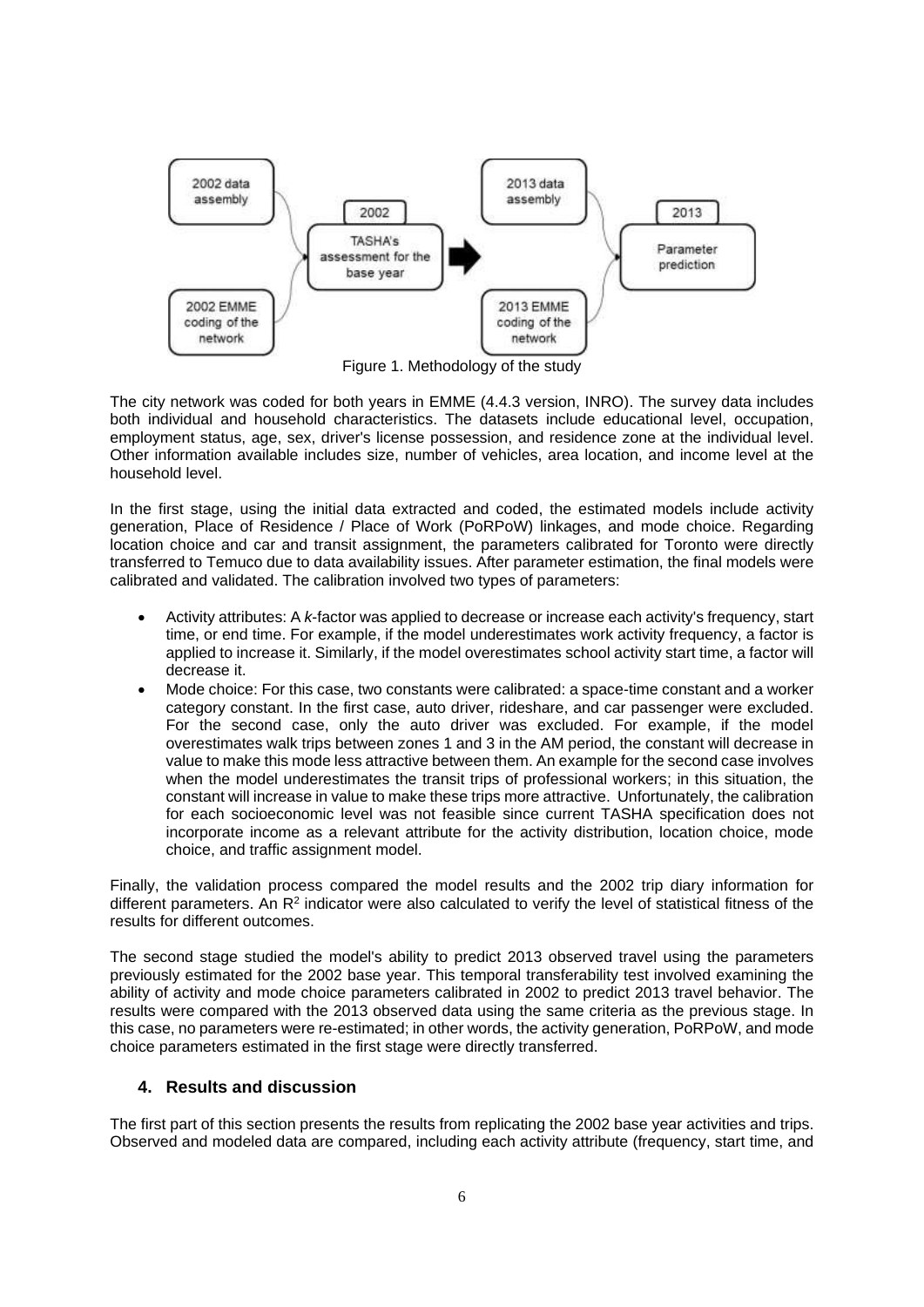Figure 1. Methodology of the study

The city network was coded for both years in EMME (4.4.3 version, INRO). The survey data includes both individual and household characteristics. The datasets include educational level, occupation, employment status, age, sex, driver's license possession, and residence zone at the individual level. Other information available includes size, number of vehicles, area location, and income level at the household level.

In the first stage, using the initial data extracted and coded, the estimated models include activity generation, Place of Residence / Place of Work (PoRPoW) linkages, and mode choice. Regarding location choice and car and transit assignment, the parameters calibrated for Toronto were directly transferred to Temuco due to data availability issues. After parameter estimation, the final models were calibrated and validated. The calibration involved two types of parameters:

- Activity attributes: A *k*-factor was applied to decrease or increase each activity's frequency, start time, or end time. For example, if the model underestimates work activity frequency, a factor is applied to increase it. Similarly, if the model overestimates school activity start time, a factor will decrease it.
- Mode choice: For this case, two constants were calibrated: a space-time constant and a worker category constant. In the first case, auto driver, rideshare, and car passenger were excluded. For the second case, only the auto driver was excluded. For example, if the model overestimates walk trips between zones 1 and 3 in the AM period, the constant will decrease in value to make this mode less attractive between them. An example for the second case involves when the model underestimates the transit trips of professional workers; in this situation, the constant will increase in value to make these trips more attractive. Unfortunately, the calibration for each socioeconomic level was not feasible since current TASHA specification does not incorporate income as a relevant attribute for the activity distribution, location choice, mode choice, and traffic assignment model.

Finally, the validation process compared the model results and the 2002 trip diary information for different parameters. An $R^2$ indicator were also calculated to verify the level of statistical fitness of the results for different outcomes.

The second stage studied the model's ability to predict 2013 observed travel using the parameters previously estimated for the 2002 base year. This temporal transferability test involved examining the ability of activity and mode choice parameters calibrated in 2002 to predict 2013 travel behavior. The results were compared with the 2013 observed data using the same criteria as the previous stage. In this case, no parameters were re-estimated; in other words, the activity generation, PoRPoW, and mode choice parameters estimated in the first stage were directly transferred.

## 4. Results and discussion

The first part of this section presents the results from replicating the 2002 base year activities and trips. Observed and modeled data are compared, including each activity attribute (frequency, start time, and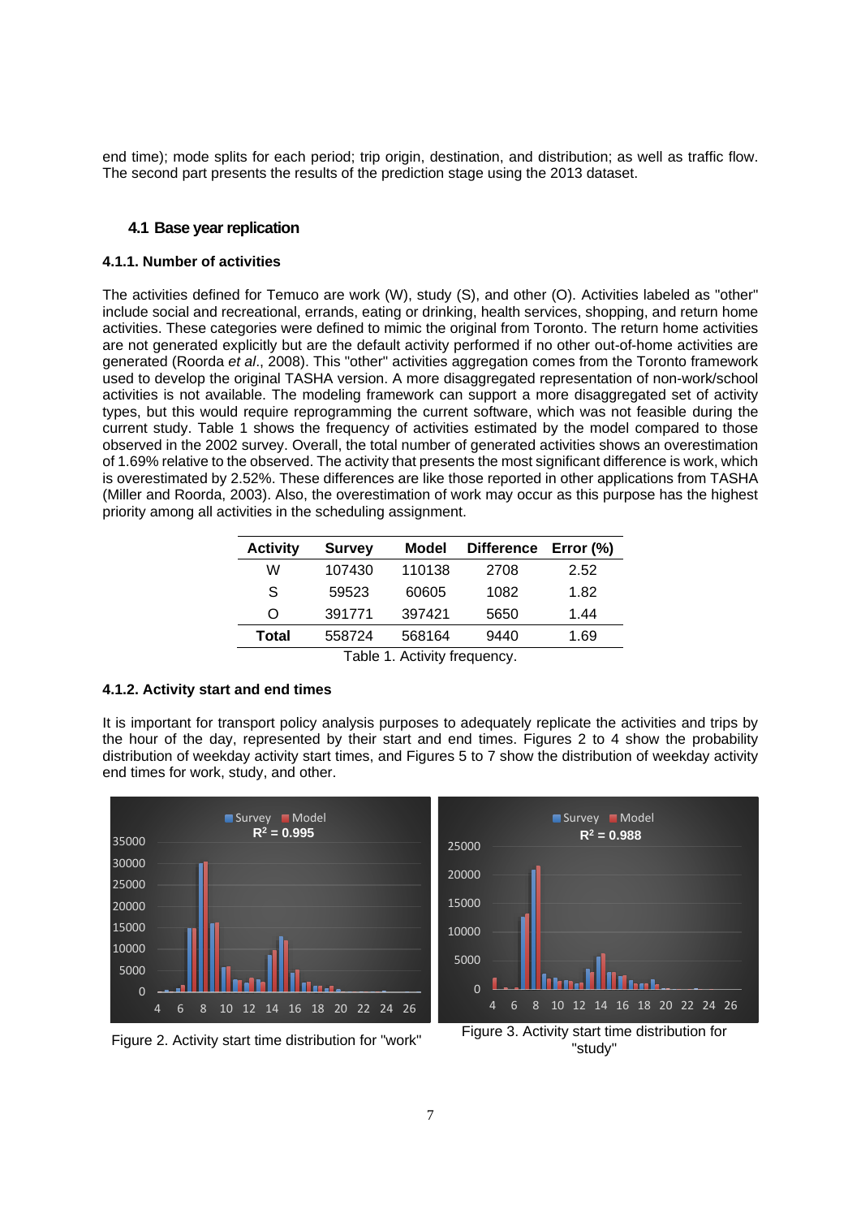end time); mode splits for each period; trip origin, destination, and distribution; as well as traffic flow. The second part presents the results of the prediction stage using the 2013 dataset.

## 4.1 Base year replication

### 4.1.1. Number of activities

The activities defined for Temuco are work (W), study (S), and other (O). Activities labeled as "other" include social and recreational, errands, eating or drinking, health services, shopping, and return home activities. These categories were defined to mimic the original from Toronto. The return home activities are not generated explicitly but are the default activity performed if no other out-of-home activities are generated (Roorda *et al*., 2008). This "other" activities aggregation comes from the Toronto framework used to develop the original TASHA version. A more disaggregated representation of non-work/school activities is not available. The modeling framework can support a more disaggregated set of activity types, but this would require reprogramming the current software, which was not feasible during the current study. Table 1 shows the frequency of activities estimated by the model compared to those observed in the 2002 survey. Overall, the total number of generated activities shows an overestimation of 1.69% relative to the observed. The activity that presents the most significant difference is work, which is overestimated by 2.52%. These differences are like those reported in other applications from TASHA (Miller and Roorda, 2003). Also, the overestimation of work may occur as this purpose has the highest priority among all activities in the scheduling assignment.

| Activity | Survey | Model | Difference | Error (%) |
|---|---|---|---|---|
| W | 107430 | 110138 | 2708 | 2.52 |
| S | 59523 | 60605 | 1082 | 1.82 |
| O | 391771 | 397421 | 5650 | 1.44 |
| **Total** | 558724 | 568164 | 9440 | 1.69 |

Table 1. Activity frequency.

### 4.1.2. Activity start and end times

It is important for transport policy analysis purposes to adequately replicate the activities and trips by the hour of the day, represented by their start and end times. Figures 2 to 4 show the probability distribution of weekday activity start times, and Figures 5 to 7 show the distribution of weekday activity end times for work, study, and other.

Figure 2. Activity start time distribution for "work"

Figure 3. Activity start time distribution for "study"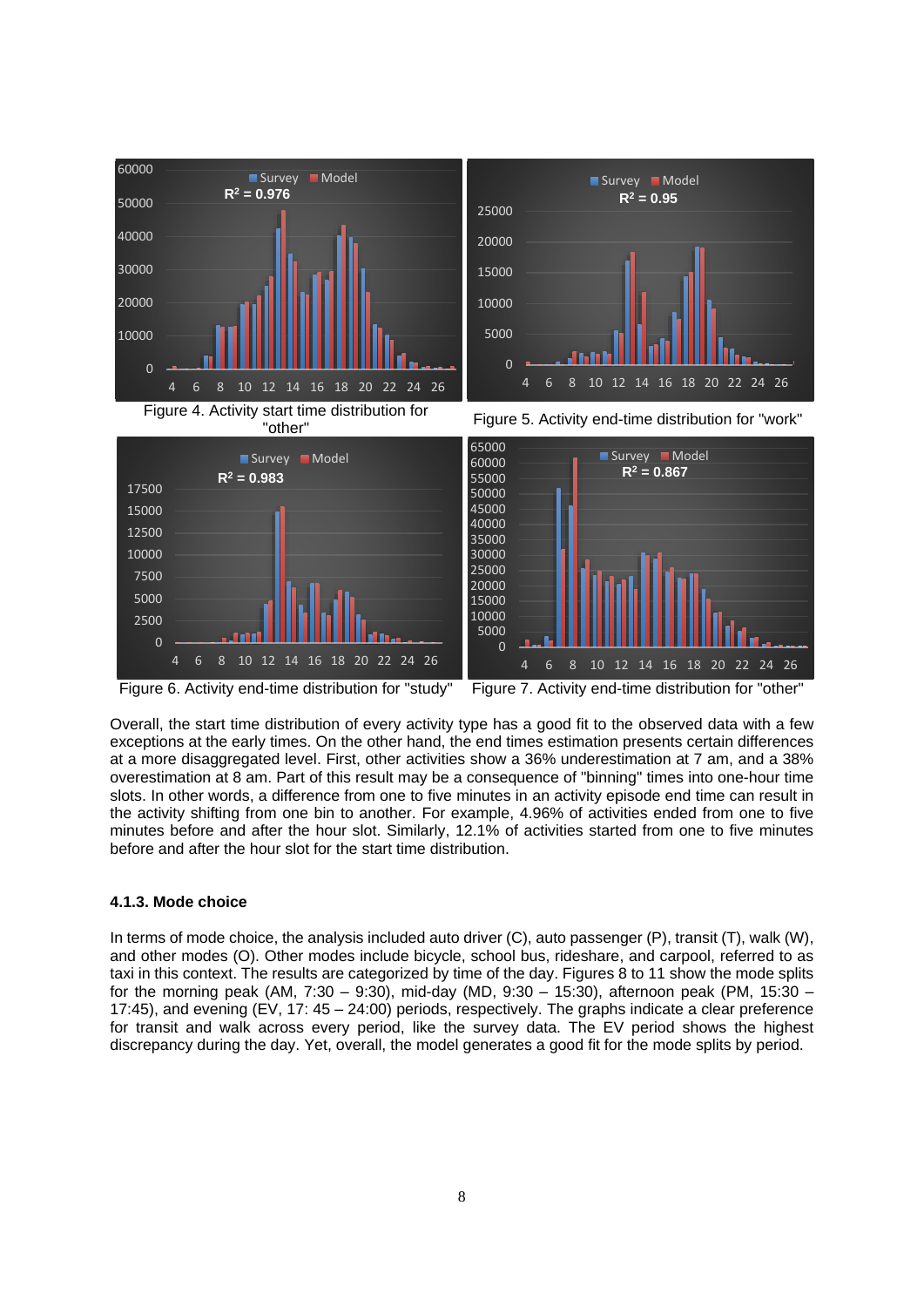Figure 4. Activity start time distribution for "other"

Figure 5. Activity end-time distribution for "work"

Figure 6. Activity end-time distribution for "study"

Figure 7. Activity end-time distribution for "other"

Overall, the start time distribution of every activity type has a good fit to the observed data with a few exceptions at the early times. On the other hand, the end times estimation presents certain differences at a more disaggregated level. First, other activities show a 36% underestimation at 7 am, and a 38% overestimation at 8 am. Part of this result may be a consequence of "binning" times into one-hour time slots. In other words, a difference from one to five minutes in an activity episode end time can result in the activity shifting from one bin to another. For example, 4.96% of activities ended from one to five minutes before and after the hour slot. Similarly, 12.1% of activities started from one to five minutes before and after the hour slot for the start time distribution.

### 4.1.3. Mode choice

In terms of mode choice, the analysis included auto driver (C), auto passenger (P), transit (T), walk (W), and other modes (O). Other modes include bicycle, school bus, rideshare, and carpool, referred to as taxi in this context. The results are categorized by time of the day. Figures 8 to 11 show the mode splits for the morning peak (AM, 7:30 – 9:30), mid-day (MD, 9:30 – 15:30), afternoon peak (PM, 15:30 – 17:45), and evening (EV, 17: 45 – 24:00) periods, respectively. The graphs indicate a clear preference for transit and walk across every period, like the survey data. The EV period shows the highest discrepancy during the day. Yet, overall, the model generates a good fit for the mode splits by period.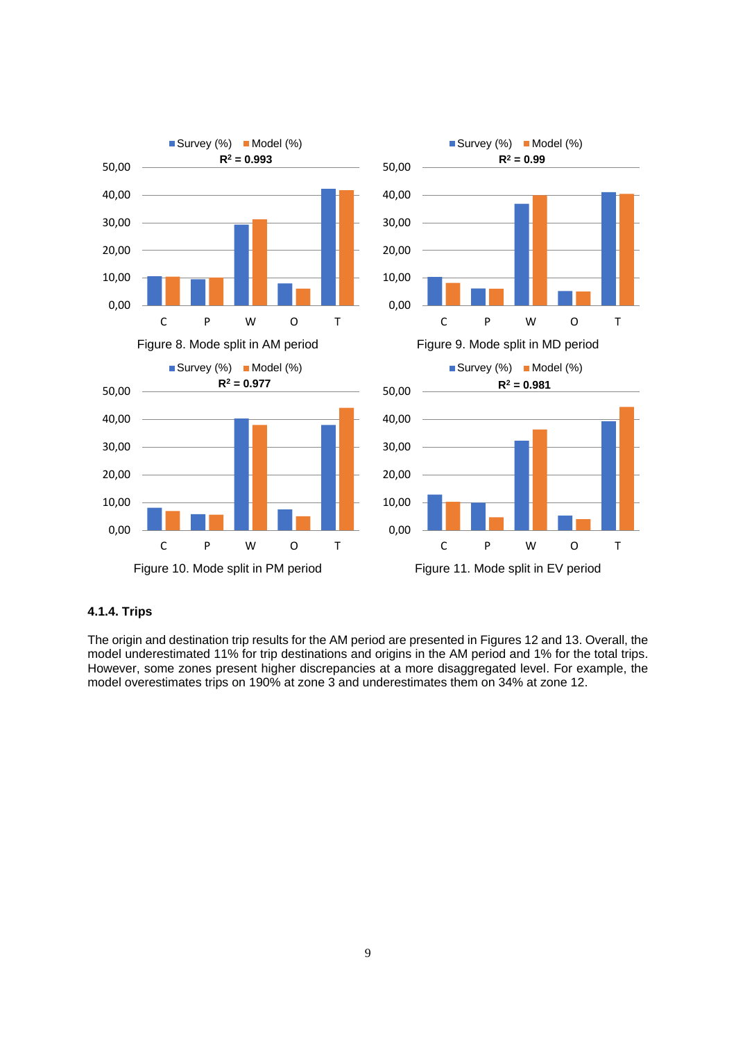Figure 8. Mode split in AM period

Figure 9. Mode split in MD period

Figure 10. Mode split in PM period

Figure 11. Mode split in EV period

#### 4.1.4. Trips

The origin and destination trip results for the AM period are presented in Figures 12 and 13. Overall, the model underestimated 11% for trip destinations and origins in the AM period and 1% for the total trips. However, some zones present higher discrepancies at a more disaggregated level. For example, the model overestimates trips on 190% at zone 3 and underestimates them on 34% at zone 12.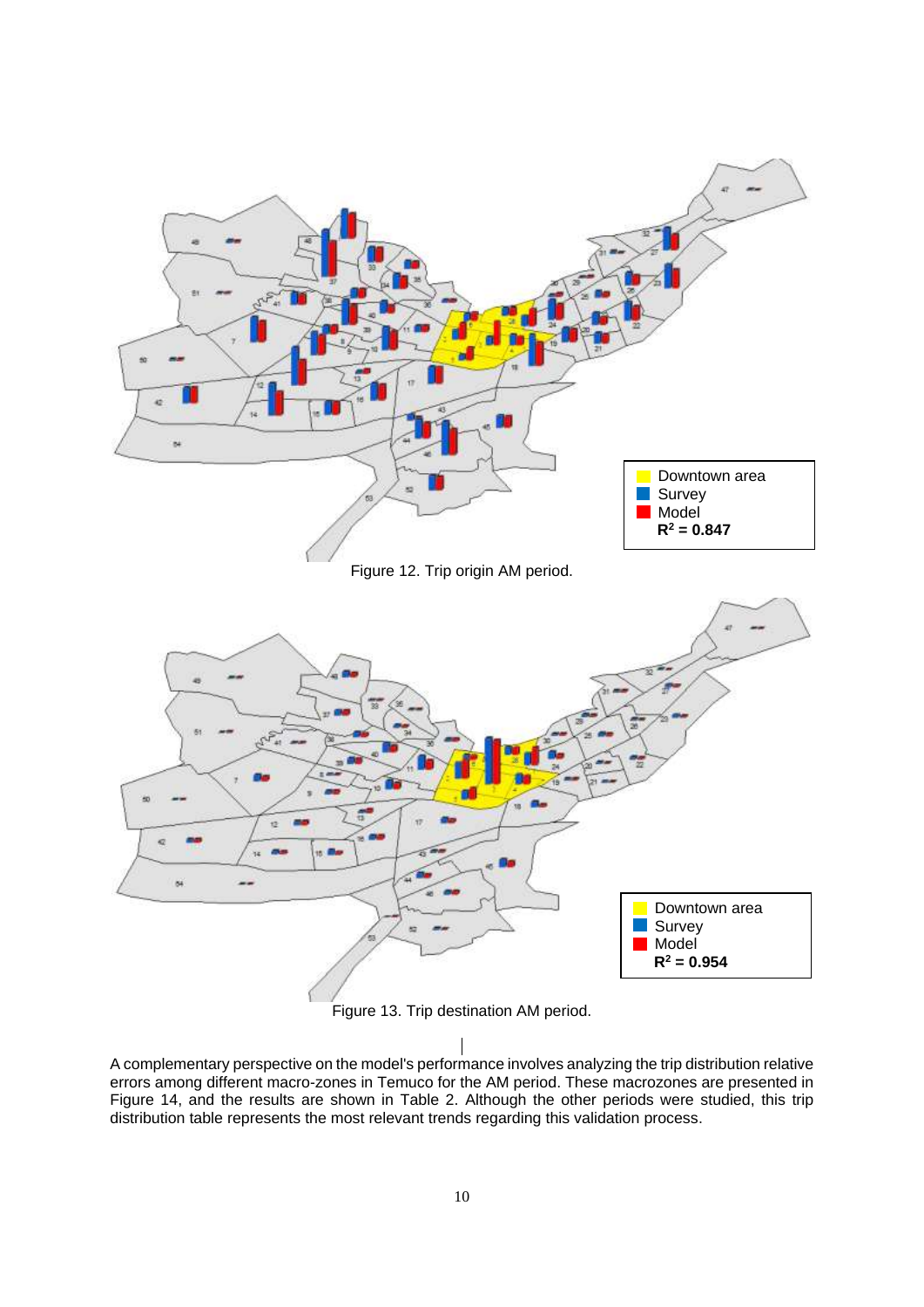Figure 12. Trip origin AM period.

Figure 13. Trip destination AM period.

A complementary perspective on the model's performance involves analyzing the trip distribution relative errors among different macro-zones in Temuco for the AM period. These macrozones are presented in Figure 14, and the results are shown in Table 2. Although the other periods were studied, this trip distribution table represents the most relevant trends regarding this validation process.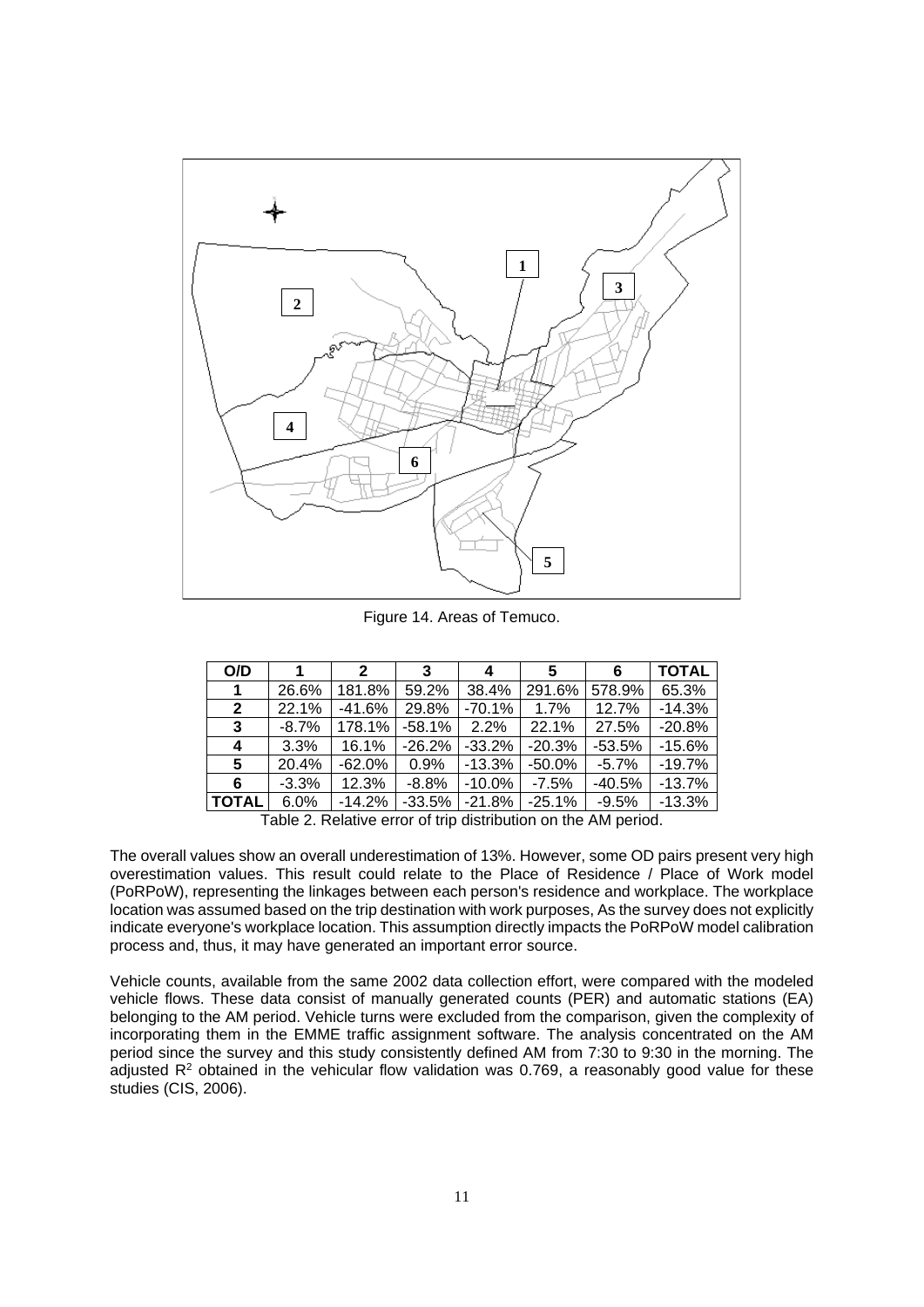Figure 14. Areas of Temuco.

| O/D | 1 | 2 | 3 | 4 | 5 | 6 | TOTAL |
|---|---|---|---|---|---|---|---|
| **1** | 26.6% | 181.8% | 59.2% | 38.4% | 291.6% | 578.9% | 65.3% |
| **2** | 22.1% | -41.6% | 29.8% | -70.1% | 1.7% | 12.7% | -14.3% |
| **3** | -8.7% | 178.1% | -58.1% | 2.2% | 22.1% | 27.5% | -20.8% |
| **4** | 3.3% | 16.1% | -26.2% | -33.2% | -20.3% | -53.5% | -15.6% |
| **5** | 20.4% | -62.0% | 0.9% | -13.3% | -50.0% | -5.7% | -19.7% |
| **6** | -3.3% | 12.3% | -8.8% | -10.0% | -7.5% | -40.5% | -13.7% |
| **TOTAL** | 6.0% | -14.2% | -33.5% | -21.8% | -25.1% | -9.5% | -13.3% |

Table 2. Relative error of trip distribution on the AM period.

The overall values show an overall underestimation of 13%. However, some OD pairs present very high overestimation values. This result could relate to the Place of Residence / Place of Work model (PoRPoW), representing the linkages between each person's residence and workplace. The workplace location was assumed based on the trip destination with work purposes, As the survey does not explicitly indicate everyone's workplace location. This assumption directly impacts the PoRPoW model calibration process and, thus, it may have generated an important error source.

Vehicle counts, available from the same 2002 data collection effort, were compared with the modeled vehicle flows. These data consist of manually generated counts (PER) and automatic stations (EA) belonging to the AM period. Vehicle turns were excluded from the comparison, given the complexity of incorporating them in the EMME traffic assignment software. The analysis concentrated on the AM period since the survey and this study consistently defined AM from 7:30 to 9:30 in the morning. The adjusted $R^2$ obtained in the vehicular flow validation was 0.769, a reasonably good value for these studies (CIS, 2006).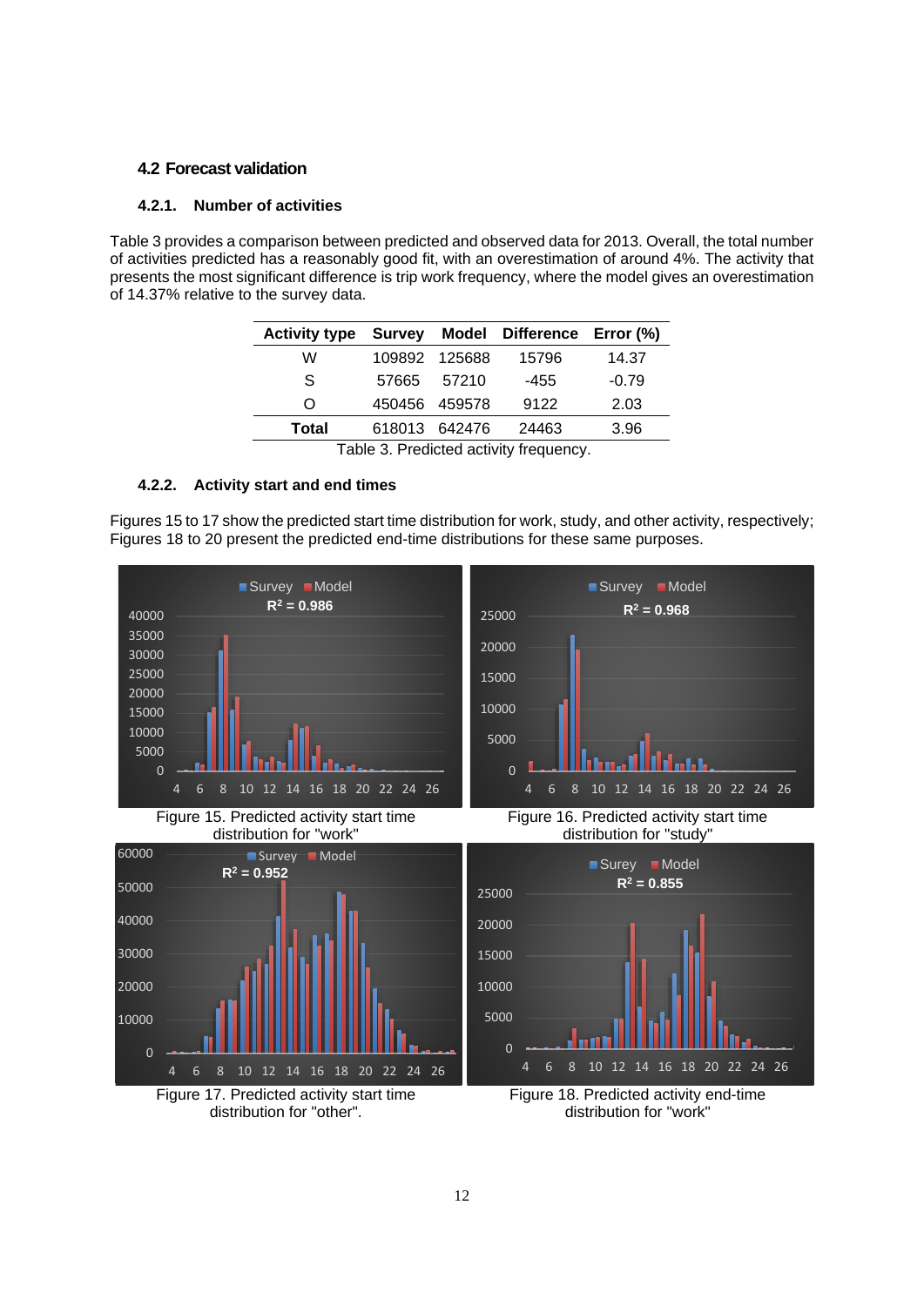## 4.2 Forecast validation

### 4.2.1. Number of activities

Table 3 provides a comparison between predicted and observed data for 2013. Overall, the total number of activities predicted has a reasonably good fit, with an overestimation of around 4%. The activity that presents the most significant difference is trip work frequency, where the model gives an overestimation of 14.37% relative to the survey data.

| Activity type | Survey | Model | Difference | Error (%) |
|---|---|---|---|---|
| W | 109892 | 125688 | 15796 | 14.37 |
| S | 57665 | 57210 | -455 | -0.79 |
| O | 450456 | 459578 | 9122 | 2.03 |
| **Total** | 618013 | 642476 | 24463 | 3.96 |

Table 3. Predicted activity frequency.

### 4.2.2. Activity start and end times

Figures 15 to 17 show the predicted start time distribution for work, study, and other activity, respectively; Figures 18 to 20 present the predicted end-time distributions for these same purposes.

Figure 15. Predicted activity start time distribution for "work"

Figure 16. Predicted activity start time distribution for "study"

Figure 17. Predicted activity start time distribution for "other".

Figure 18. Predicted activity end-time distribution for "work"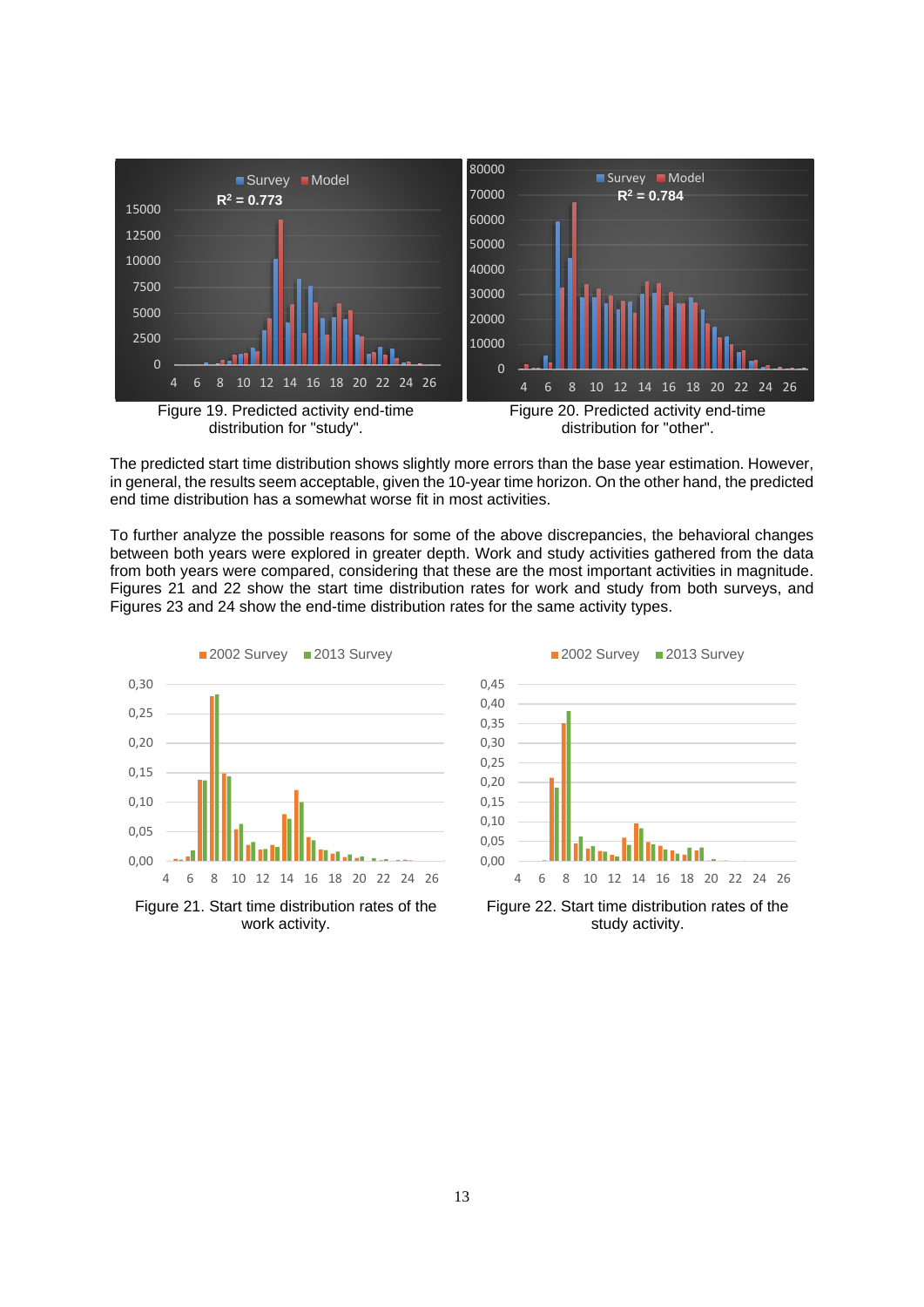Figure 19. Predicted activity end-time distribution for "study".

Figure 20. Predicted activity end-time distribution for "other".

The predicted start time distribution shows slightly more errors than the base year estimation. However, in general, the results seem acceptable, given the 10-year time horizon. On the other hand, the predicted end time distribution has a somewhat worse fit in most activities.

To further analyze the possible reasons for some of the above discrepancies, the behavioral changes between both years were explored in greater depth. Work and study activities gathered from the data from both years were compared, considering that these are the most important activities in magnitude. Figures 21 and 22 show the start time distribution rates for work and study from both surveys, and Figures 23 and 24 show the end-time distribution rates for the same activity types.

Figure 21. Start time distribution rates of the work activity.

Figure 22. Start time distribution rates of the study activity.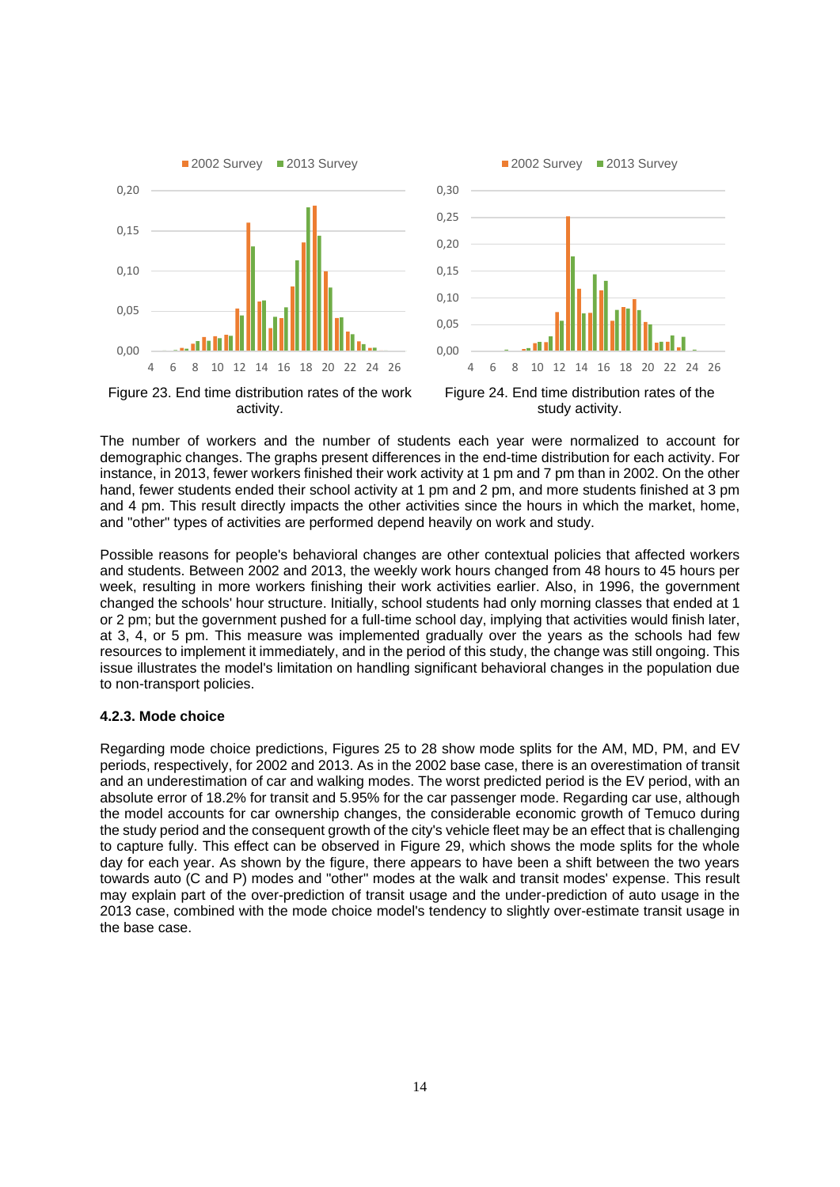Figure 23. End time distribution rates of the work activity.

Figure 24. End time distribution rates of the study activity.

The number of workers and the number of students each year were normalized to account for demographic changes. The graphs present differences in the end-time distribution for each activity. For instance, in 2013, fewer workers finished their work activity at 1 pm and 7 pm than in 2002. On the other hand, fewer students ended their school activity at 1 pm and 2 pm, and more students finished at 3 pm and 4 pm. This result directly impacts the other activities since the hours in which the market, home, and "other" types of activities are performed depend heavily on work and study.

Possible reasons for people's behavioral changes are other contextual policies that affected workers and students. Between 2002 and 2013, the weekly work hours changed from 48 hours to 45 hours per week, resulting in more workers finishing their work activities earlier. Also, in 1996, the government changed the schools' hour structure. Initially, school students had only morning classes that ended at 1 or 2 pm; but the government pushed for a full-time school day, implying that activities would finish later, at 3, 4, or 5 pm. This measure was implemented gradually over the years as the schools had few resources to implement it immediately, and in the period of this study, the change was still ongoing. This issue illustrates the model's limitation on handling significant behavioral changes in the population due to non-transport policies.

#### 4.2.3. Mode choice

Regarding mode choice predictions, Figures 25 to 28 show mode splits for the AM, MD, PM, and EV periods, respectively, for 2002 and 2013. As in the 2002 base case, there is an overestimation of transit and an underestimation of car and walking modes. The worst predicted period is the EV period, with an absolute error of 18.2% for transit and 5.95% for the car passenger mode. Regarding car use, although the model accounts for car ownership changes, the considerable economic growth of Temuco during the study period and the consequent growth of the city's vehicle fleet may be an effect that is challenging to capture fully. This effect can be observed in Figure 29, which shows the mode splits for the whole day for each year. As shown by the figure, there appears to have been a shift between the two years towards auto (C and P) modes and "other" modes at the walk and transit modes' expense. This result may explain part of the over-prediction of transit usage and the under-prediction of auto usage in the 2013 case, combined with the mode choice model's tendency to slightly over-estimate transit usage in the base case.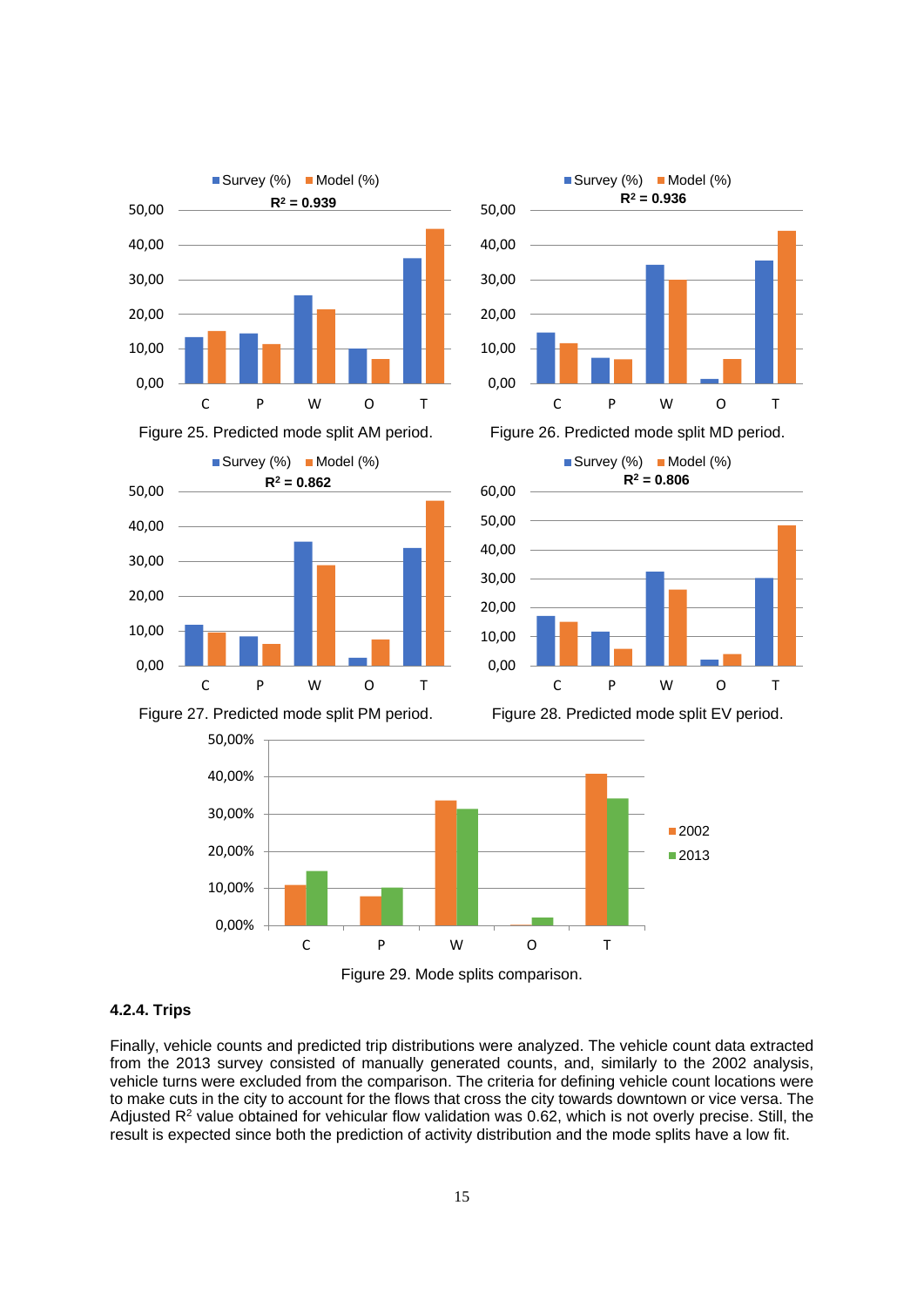Figure 25. Predicted mode split AM period.

Figure 26. Predicted mode split MD period.

Figure 27. Predicted mode split PM period.

Figure 28. Predicted mode split EV period.

Figure 29. Mode splits comparison.

#### 4.2.4. Trips

Finally, vehicle counts and predicted trip distributions were analyzed. The vehicle count data extracted from the 2013 survey consisted of manually generated counts, and, similarly to the 2002 analysis, vehicle turns were excluded from the comparison. The criteria for defining vehicle count locations were to make cuts in the city to account for the flows that cross the city towards downtown or vice versa. The Adjusted $R^2$ value obtained for vehicular flow validation was 0.62, which is not overly precise. Still, the result is expected since both the prediction of activity distribution and the mode splits have a low fit.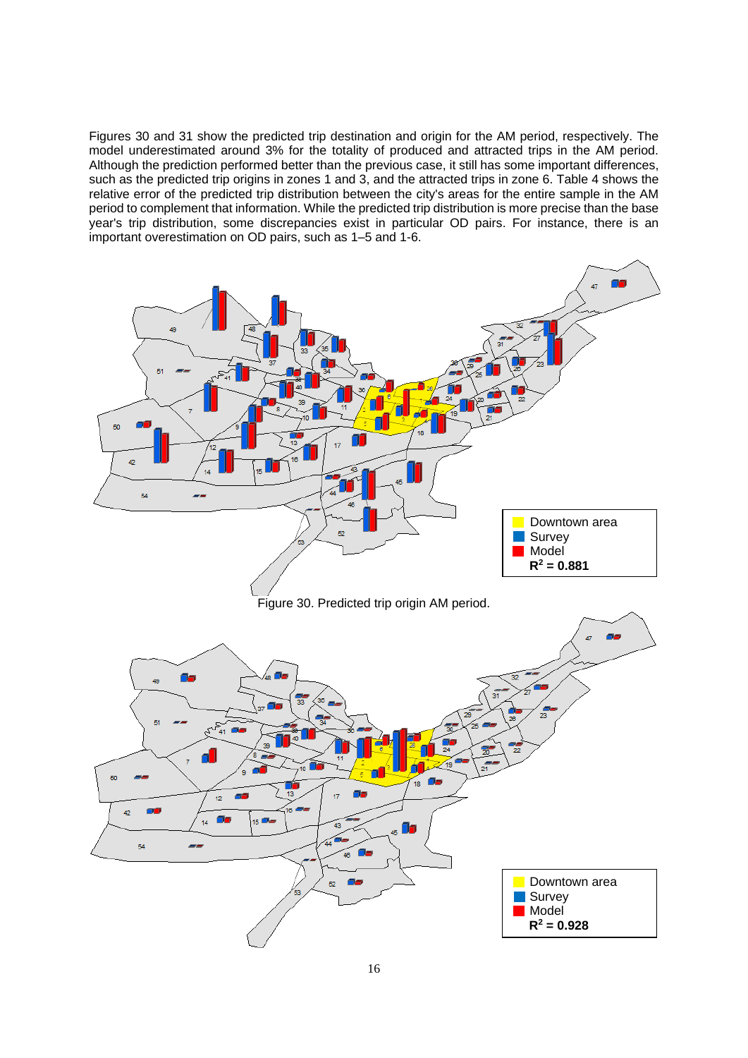Figures 30 and 31 show the predicted trip destination and origin for the AM period, respectively. The model underestimated around 3% for the totality of produced and attracted trips in the AM period. Although the prediction performed better than the previous case, it still has some important differences, such as the predicted trip origins in zones 1 and 3, and the attracted trips in zone 6. Table 4 shows the relative error of the predicted trip distribution between the city's areas for the entire sample in the AM period to complement that information. While the predicted trip distribution is more precise than the base year's trip distribution, some discrepancies exist in particular OD pairs. For instance, there is an important overestimation on OD pairs, such as 1–5 and 1-6.

Figure 30. Predicted trip origin AM period.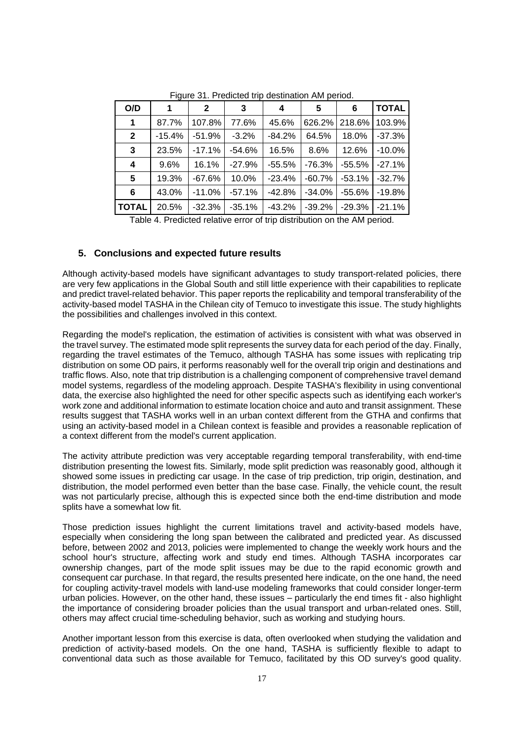Figure 31. Predicted trip destination AM period.

| O/D | 1 | 2 | 3 | 4 | 5 | 6 | TOTAL |
|---|---|---|---|---|---|---|---|
| 1 | 87.7% | 107.8% | 77.6% | 45.6% | 626.2% | 218.6% | 103.9% |
| 2 | -15.4% | -51.9% | -3.2% | -84.2% | 64.5% | 18.0% | -37.3% |
| 3 | 23.5% | -17.1% | -54.6% | 16.5% | 8.6% | 12.6% | -10.0% |
| 4 | 9.6% | 16.1% | -27.9% | -55.5% | -76.3% | -55.5% | -27.1% |
| 5 | 19.3% | -67.6% | 10.0% | -23.4% | -60.7% | -53.1% | -32.7% |
| 6 | 43.0% | -11.0% | -57.1% | -42.8% | -34.0% | -55.6% | -19.8% |
| TOTAL | 20.5% | -32.3% | -35.1% | -43.2% | -39.2% | -29.3% | -21.1% |

Table 4. Predicted relative error of trip distribution on the AM period.

## 5. Conclusions and expected future results

Although activity-based models have significant advantages to study transport-related policies, there are very few applications in the Global South and still little experience with their capabilities to replicate and predict travel-related behavior. This paper reports the replicability and temporal transferability of the activity-based model TASHA in the Chilean city of Temuco to investigate this issue. The study highlights the possibilities and challenges involved in this context.

Regarding the model's replication, the estimation of activities is consistent with what was observed in the travel survey. The estimated mode split represents the survey data for each period of the day. Finally, regarding the travel estimates of the Temuco, although TASHA has some issues with replicating trip distribution on some OD pairs, it performs reasonably well for the overall trip origin and destinations and traffic flows. Also, note that trip distribution is a challenging component of comprehensive travel demand model systems, regardless of the modeling approach. Despite TASHA's flexibility in using conventional data, the exercise also highlighted the need for other specific aspects such as identifying each worker's work zone and additional information to estimate location choice and auto and transit assignment. These results suggest that TASHA works well in an urban context different from the GTHA and confirms that using an activity-based model in a Chilean context is feasible and provides a reasonable replication of a context different from the model's current application.

The activity attribute prediction was very acceptable regarding temporal transferability, with end-time distribution presenting the lowest fits. Similarly, mode split prediction was reasonably good, although it showed some issues in predicting car usage. In the case of trip prediction, trip origin, destination, and distribution, the model performed even better than the base case. Finally, the vehicle count, the result was not particularly precise, although this is expected since both the end-time distribution and mode splits have a somewhat low fit.

Those prediction issues highlight the current limitations travel and activity-based models have, especially when considering the long span between the calibrated and predicted year. As discussed before, between 2002 and 2013, policies were implemented to change the weekly work hours and the school hour's structure, affecting work and study end times. Although TASHA incorporates car ownership changes, part of the mode split issues may be due to the rapid economic growth and consequent car purchase. In that regard, the results presented here indicate, on the one hand, the need for coupling activity-travel models with land-use modeling frameworks that could consider longer-term urban policies. However, on the other hand, these issues – particularly the end times fit - also highlight the importance of considering broader policies than the usual transport and urban-related ones. Still, others may affect crucial time-scheduling behavior, such as working and studying hours.

Another important lesson from this exercise is data, often overlooked when studying the validation and prediction of activity-based models. On the one hand, TASHA is sufficiently flexible to adapt to conventional data such as those available for Temuco, facilitated by this OD survey's good quality.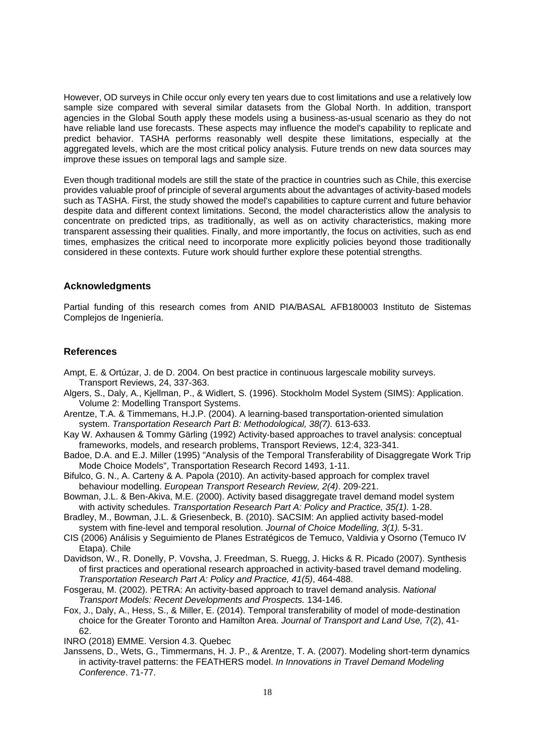However, OD surveys in Chile occur only every ten years due to cost limitations and use a relatively low sample size compared with several similar datasets from the Global North. In addition, transport agencies in the Global South apply these models using a business-as-usual scenario as they do not have reliable land use forecasts. These aspects may influence the model's capability to replicate and predict behavior. TASHA performs reasonably well despite these limitations, especially at the aggregated levels, which are the most critical policy analysis. Future trends on new data sources may improve these issues on temporal lags and sample size.

Even though traditional models are still the state of the practice in countries such as Chile, this exercise provides valuable proof of principle of several arguments about the advantages of activity-based models such as TASHA. First, the study showed the model's capabilities to capture current and future behavior despite data and different context limitations. Second, the model characteristics allow the analysis to concentrate on predicted trips, as traditionally, as well as on activity characteristics, making more transparent assessing their qualities. Finally, and more importantly, the focus on activities, such as end times, emphasizes the critical need to incorporate more explicitly policies beyond those traditionally considered in these contexts. Future work should further explore these potential strengths.

## Acknowledgments

Partial funding of this research comes from ANID PIA/BASAL AFB180003 Instituto de Sistemas Complejos de Ingeniería.

## References

Ampt, E. & Ortúzar, J. de D. 2004. On best practice in continuous largescale mobility surveys. Transport Reviews, 24, 337-363.

Algers, S., Daly, A., Kjellman, P., & Widlert, S. (1996). Stockholm Model System (SIMS): Application. Volume 2: Modelling Transport Systems.

Arentze, T.A. & Timmemans, H.J.P. (2004). A learning-based transportation-oriented simulation system. *Transportation Research Part B: Methodological, 38(7).* 613-633.

Kay W. Axhausen & Tommy Gärling (1992) Activity-based approaches to travel analysis: conceptual frameworks, models, and research problems, Transport Reviews, 12:4, 323-341.

Badoe, D.A. and E.J. Miller (1995) "Analysis of the Temporal Transferability of Disaggregate Work Trip Mode Choice Models", Transportation Research Record 1493, 1-11.

Bifulco, G. N., A. Carteny & A. Papola (2010). An activity-based approach for complex travel behaviour modelling. *European Transport Research Review, 2(4)*. 209-221.

Bowman, J.L. & Ben-Akiva, M.E. (2000). Activity based disaggregate travel demand model system with activity schedules. *Transportation Research Part A: Policy and Practice, 35(1).* 1-28.

Bradley, M., Bowman, J.L. & Griesenbeck, B. (2010). SACSIM: An applied activity based-model system with fine-level and temporal resolution. *Journal of Choice Modelling, 3(1).* 5-31.

CIS (2006) Análisis y Seguimiento de Planes Estratégicos de Temuco, Valdivia y Osorno (Temuco IV Etapa). Chile

Davidson, W., R. Donelly, P. Vovsha, J. Freedman, S. Ruegg, J. Hicks & R. Picado (2007). Synthesis of first practices and operational research approached in activity-based travel demand modeling. *Transportation Research Part A: Policy and Practice, 41(5)*, 464-488.

Fosgerau, M. (2002). PETRA: An activity-based approach to travel demand analysis. *National Transport Models: Recent Developments and Prospects.* 134-146.

Fox, J., Daly, A., Hess, S., & Miller, E. (2014). Temporal transferability of model of mode-destination choice for the Greater Toronto and Hamilton Area. *Journal of Transport and Land Use,* 7(2), 41-62.

INRO (2018) EMME. Version 4.3. Quebec

Janssens, D., Wets, G., Timmermans, H. J. P., & Arentze, T. A. (2007). Modeling short-term dynamics in activity-travel patterns: the FEATHERS model. *In Innovations in Travel Demand Modeling Conference*. 71-77.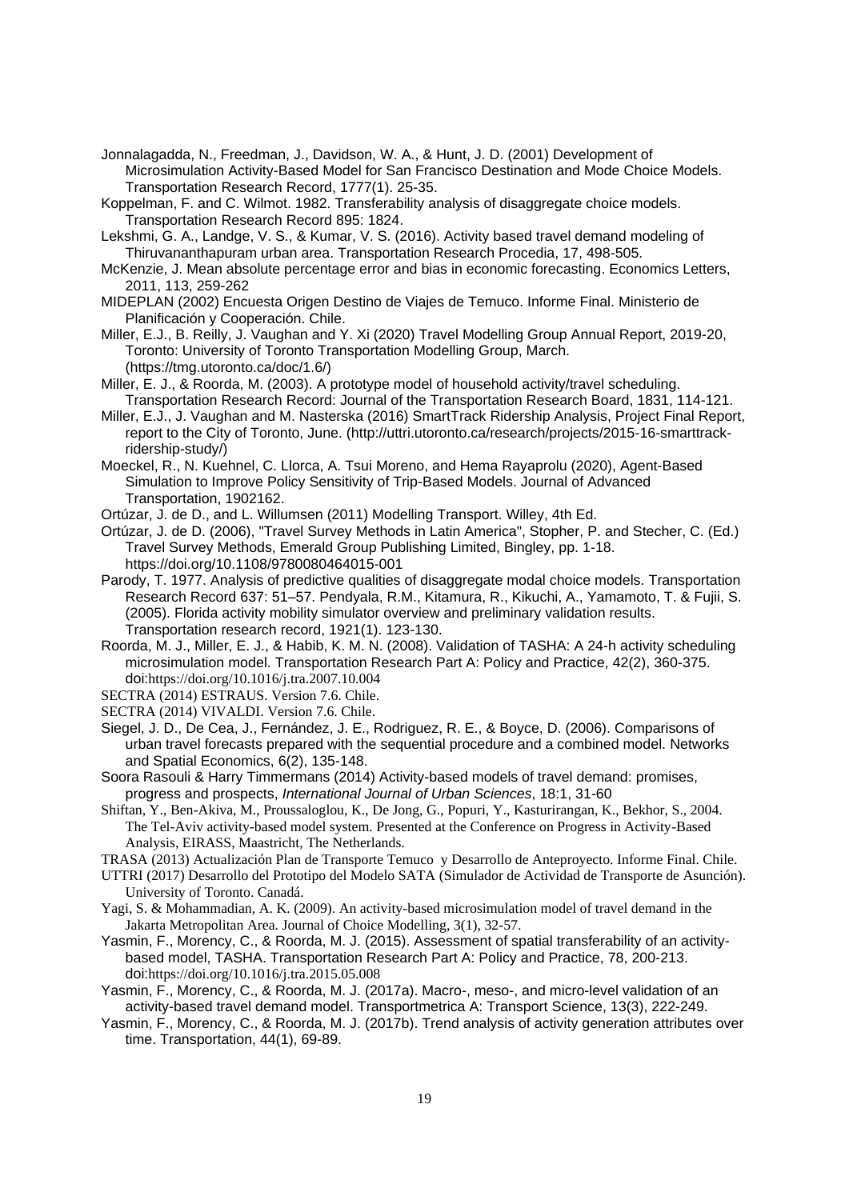Jonnalagadda, N., Freedman, J., Davidson, W. A., & Hunt, J. D. (2001) Development of Microsimulation Activity-Based Model for San Francisco Destination and Mode Choice Models. Transportation Research Record, 1777(1). 25-35.

Koppelman, F. and C. Wilmot. 1982. Transferability analysis of disaggregate choice models. Transportation Research Record 895: 1824.

Lekshmi, G. A., Landge, V. S., & Kumar, V. S. (2016). Activity based travel demand modeling of Thiruvananthapuram urban area. Transportation Research Procedia, 17, 498-505.

McKenzie, J. Mean absolute percentage error and bias in economic forecasting. Economics Letters, 2011, 113, 259-262

MIDEPLAN (2002) Encuesta Origen Destino de Viajes de Temuco. Informe Final. Ministerio de Planificación y Cooperación. Chile.

Miller, E.J., B. Reilly, J. Vaughan and Y. Xi (2020) Travel Modelling Group Annual Report, 2019-20, Toronto: University of Toronto Transportation Modelling Group, March. (https://tmg.utoronto.ca/doc/1.6/)

Miller, E. J., & Roorda, M. (2003). A prototype model of household activity/travel scheduling. Transportation Research Record: Journal of the Transportation Research Board, 1831, 114-121.

Miller, E.J., J. Vaughan and M. Nasterska (2016) SmartTrack Ridership Analysis, Project Final Report, report to the City of Toronto, June. (http://uttri.utoronto.ca/research/projects/2015-16-smarttrack-ridership-study/)

Moeckel, R., N. Kuehnel, C. Llorca, A. Tsui Moreno, and Hema Rayaprolu (2020), Agent-Based Simulation to Improve Policy Sensitivity of Trip-Based Models. Journal of Advanced Transportation, 1902162.

Ortúzar, J. de D., and L. Willumsen (2011) Modelling Transport. Willey, 4th Ed.

Ortúzar, J. de D. (2006), "Travel Survey Methods in Latin America", Stopher, P. and Stecher, C. (Ed.) Travel Survey Methods, Emerald Group Publishing Limited, Bingley, pp. 1-18. https://doi.org/10.1108/9780080464015-001

Parody, T. 1977. Analysis of predictive qualities of disaggregate modal choice models. Transportation Research Record 637: 51–57. Pendyala, R.M., Kitamura, R., Kikuchi, A., Yamamoto, T. & Fujii, S. (2005). Florida activity mobility simulator overview and preliminary validation results. Transportation research record, 1921(1). 123-130.

Roorda, M. J., Miller, E. J., & Habib, K. M. N. (2008). Validation of TASHA: A 24-h activity scheduling microsimulation model. Transportation Research Part A: Policy and Practice, 42(2), 360-375. doi:https://doi.org/10.1016/j.tra.2007.10.004

SECTRA (2014) ESTRAUS. Version 7.6. Chile.

SECTRA (2014) VIVALDI. Version 7.6. Chile.

Siegel, J. D., De Cea, J., Fernández, J. E., Rodriguez, R. E., & Boyce, D. (2006). Comparisons of urban travel forecasts prepared with the sequential procedure and a combined model. Networks and Spatial Economics, 6(2), 135-148.

Soora Rasouli & Harry Timmermans (2014) Activity-based models of travel demand: promises, progress and prospects, *International Journal of Urban Sciences*, 18:1, 31-60

Shiftan, Y., Ben-Akiva, M., Proussaloglou, K., De Jong, G., Popuri, Y., Kasturirangan, K., Bekhor, S., 2004. The Tel-Aviv activity-based model system. Presented at the Conference on Progress in Activity-Based Analysis, EIRASS, Maastricht, The Netherlands.

TRASA (2013) Actualización Plan de Transporte Temuco y Desarrollo de Anteproyecto. Informe Final. Chile.

UTTRI (2017) Desarrollo del Prototipo del Modelo SATA (Simulador de Actividad de Transporte de Asunción). University of Toronto. Canadá.

Yagi, S. & Mohammadian, A. K. (2009). An activity-based microsimulation model of travel demand in the Jakarta Metropolitan Area. Journal of Choice Modelling, 3(1), 32-57.

Yasmin, F., Morency, C., & Roorda, M. J. (2015). Assessment of spatial transferability of an activity-based model, TASHA. Transportation Research Part A: Policy and Practice, 78, 200-213. doi:https://doi.org/10.1016/j.tra.2015.05.008

Yasmin, F., Morency, C., & Roorda, M. J. (2017a). Macro-, meso-, and micro-level validation of an activity-based travel demand model. Transportmetrica A: Transport Science, 13(3), 222-249.

Yasmin, F., Morency, C., & Roorda, M. J. (2017b). Trend analysis of activity generation attributes over time. Transportation, 44(1), 69-89.